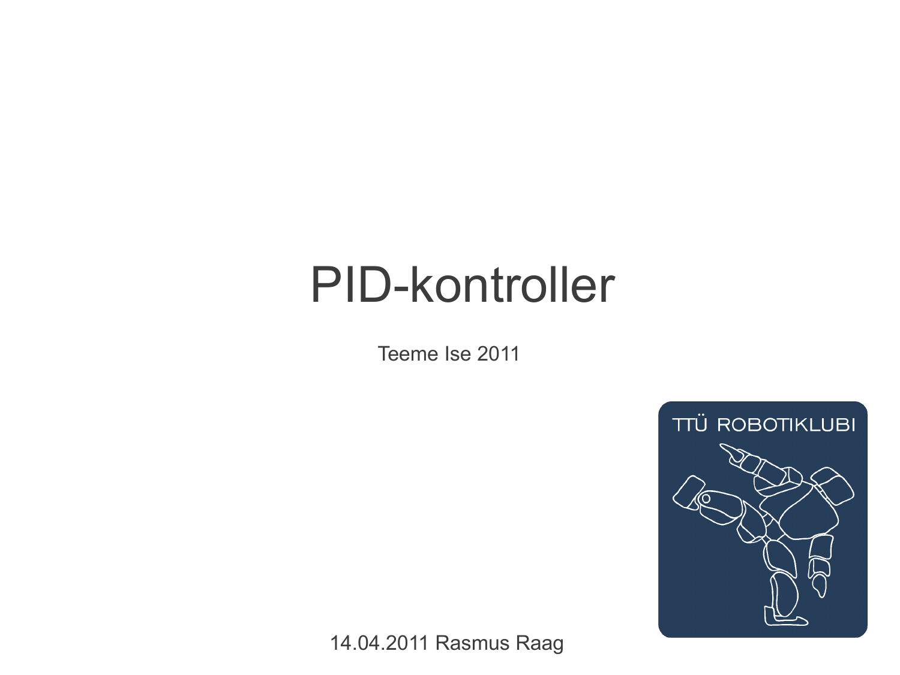# PID-kontroller

Teeme Ise 2011

TTÜ ROBOTIKLUBI

14.04.2011 Rasmus Raag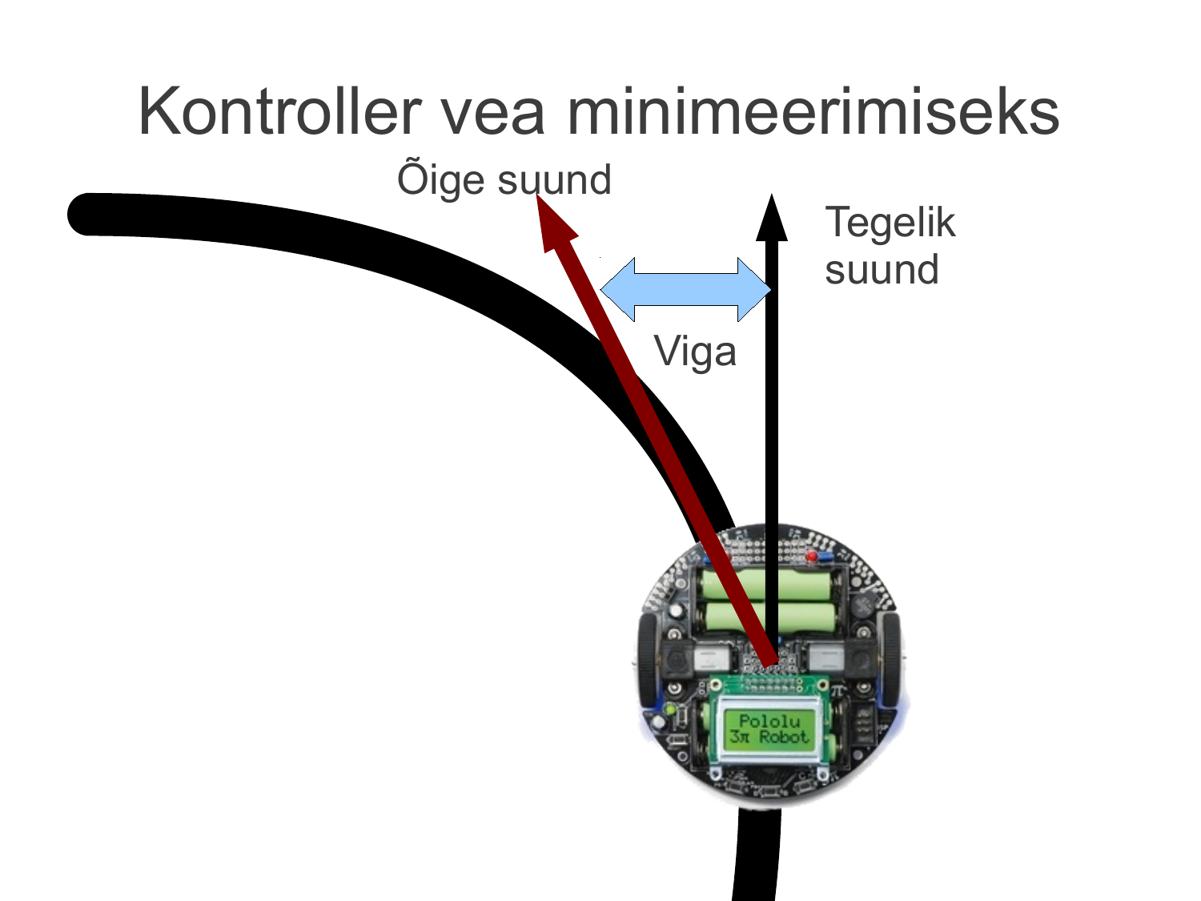# Kontroller vea minimeerimiseks

Õige suund

Tegelik suund

Viga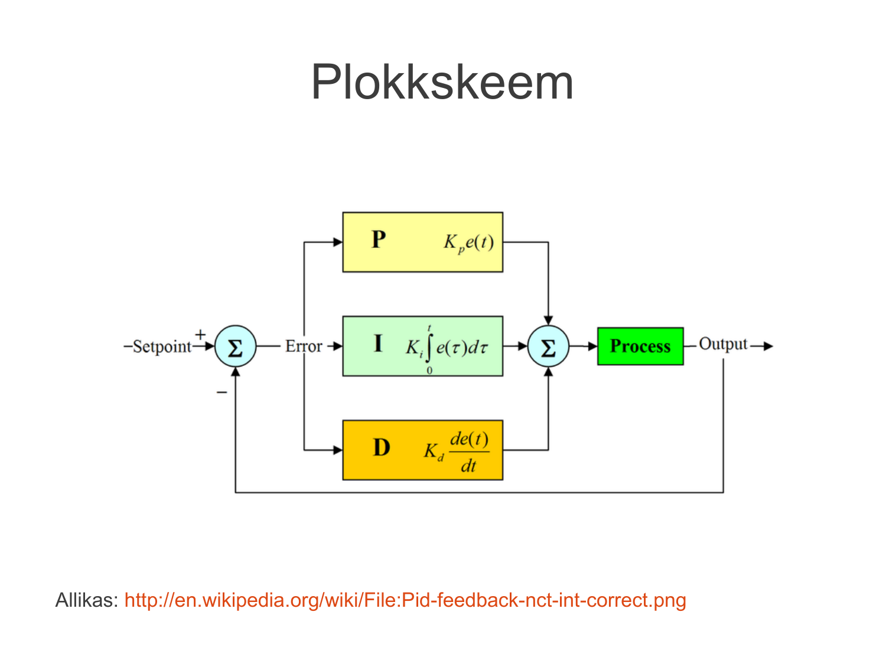# Plokkskeem

Allikas: http://en.wikipedia.org/wiki/File:Pid-feedback-nct-int-correct.png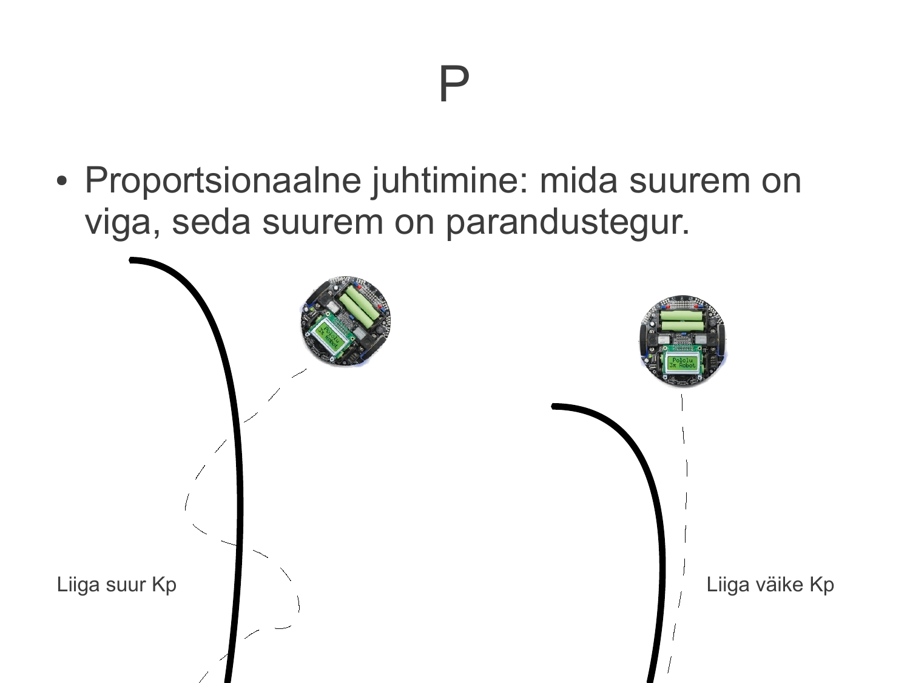# P

- Proportsionaalne juhtimine: mida suurem on viga, seda suurem on parandustegur.

Liiga suur Kp

Liiga väike Kp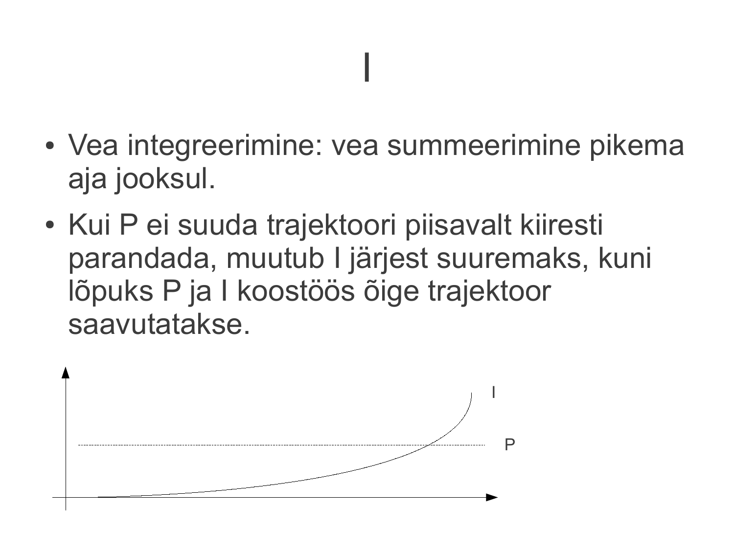# I

- Vea integreerimine: vea summeerimine pikema aja jooksul.
- Kui P ei suuda trajektoori piisavalt kiiresti parandada, muutub I järjest suuremaks, kuni lõpuks P ja I koostöös õige trajektoor saavutatakse.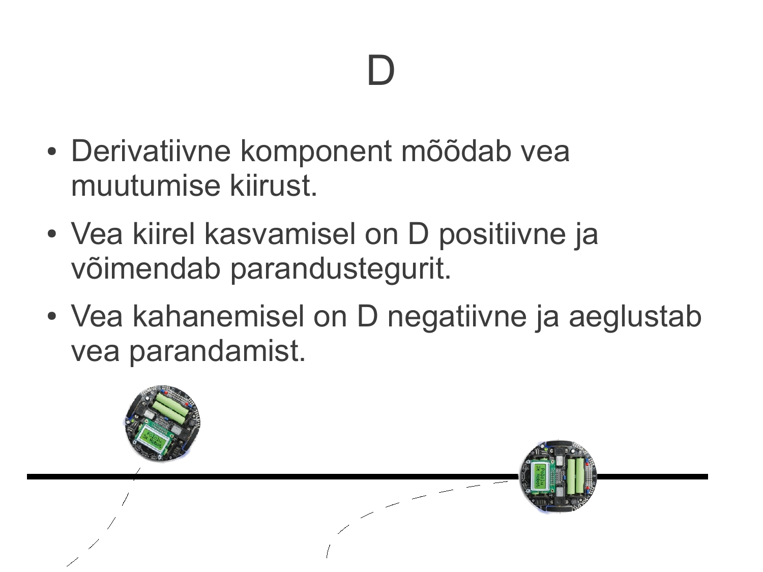# D

- Derivatiivne komponent mõõdab vea muutumise kiirust.
- Vea kiirel kasvamisel on D positiivne ja võimendab parandustegurit.
- Vea kahanemisel on D negatiivne ja aeglustab vea parandamist.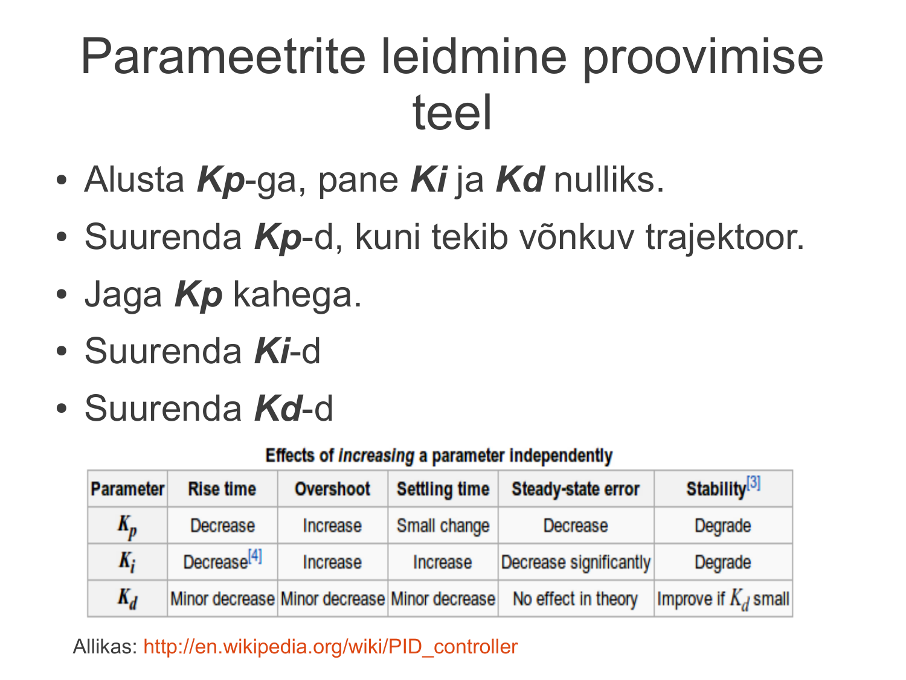# Parameetrite leidmine proovimise teel

- Alusta ***Kp***-ga, pane ***Ki*** ja ***Kd*** nulliks.
- Suurenda ***Kp***-d, kuni tekib võnkuv trajektoor.
- Jaga ***Kp*** kahega.
- Suurenda ***Ki***-d
- Suurenda ***Kd***-d

**Effects of *increasing* a parameter independently**

| Parameter | Rise time | Overshoot | Settling time | Steady-state error | Stability[3] |
|---|---|---|---|---|---|
| $K_p$ | Decrease | Increase | Small change | Decrease | Degrade |
| $K_i$ | Decrease[4] | Increase | Increase | Decrease significantly | Degrade |
| $K_d$ | Minor decrease | Minor decrease | Minor decrease | No effect in theory | Improve if $K_d$ small |

Allikas: http://en.wikipedia.org/wiki/PID_controller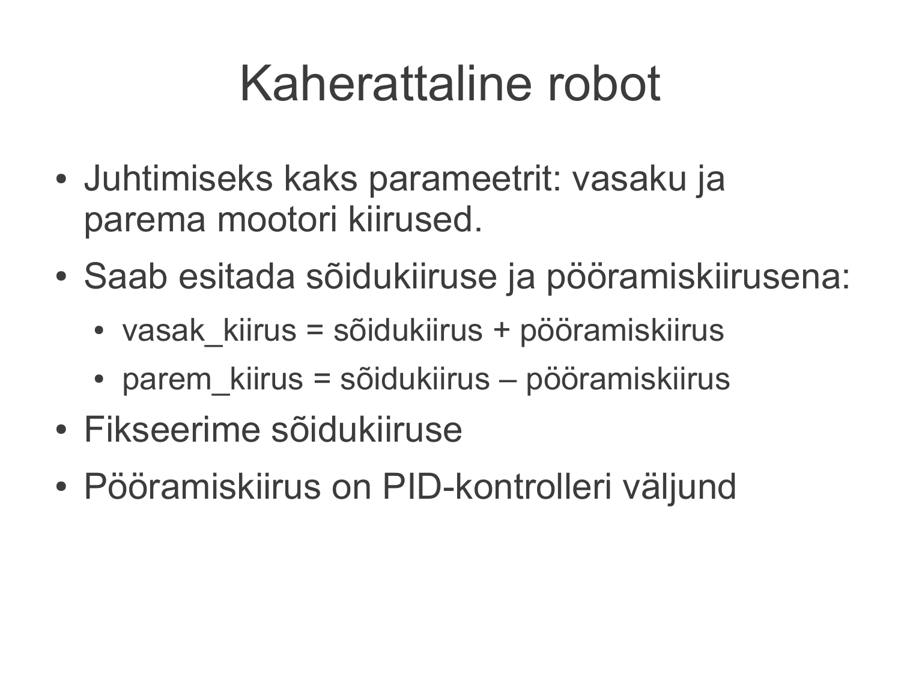# Kaherattaline robot

- Juhtimiseks kaks parameetrit: vasaku ja parema mootori kiirused.
- Saab esitada sõidukiiruse ja pööramiskiirusena:
  - vasak_kiirus = sõidukiirus + pööramiskiirus
  - parem_kiirus = sõidukiirus – pööramiskiirus
- Fikseerime sõidukiiruse
- Pööramiskiirus on PID-kontrolleri väljund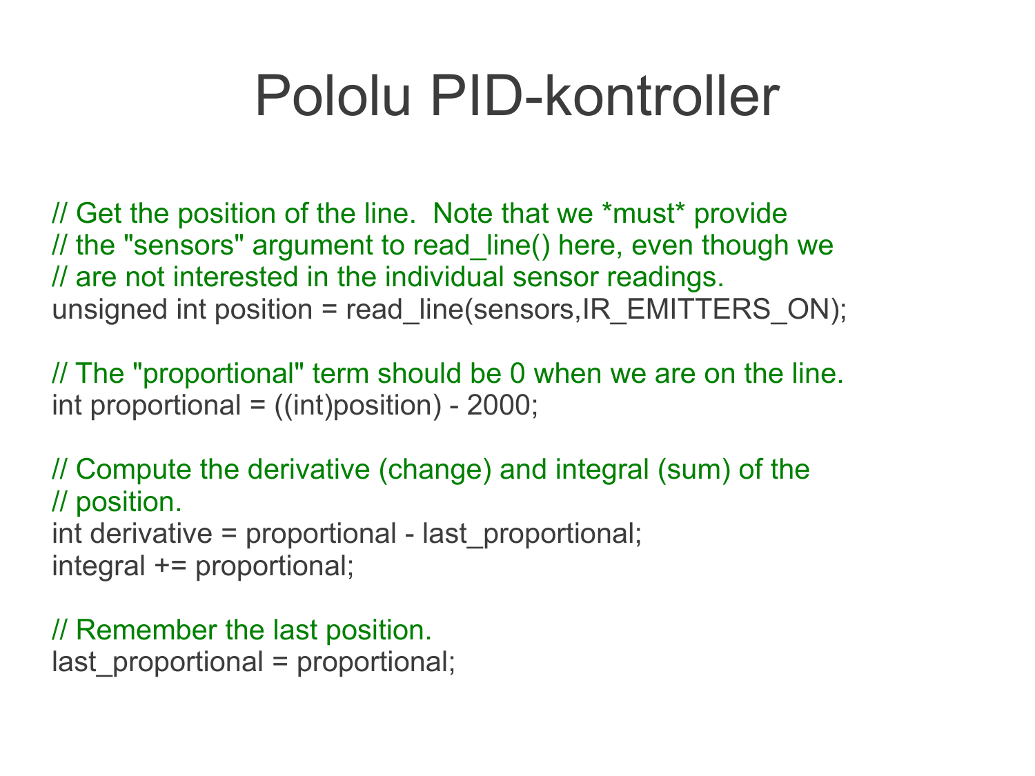# Pololu PID-kontroller

```
// Get the position of the line.  Note that we *must* provide
// the "sensors" argument to read_line() here, even though we
// are not interested in the individual sensor readings.
unsigned int position = read_line(sensors,IR_EMITTERS_ON);

// The "proportional" term should be 0 when we are on the line.
int proportional = ((int)position) - 2000;

// Compute the derivative (change) and integral (sum) of the
// position.
int derivative = proportional - last_proportional;
integral += proportional;

// Remember the last position.
last_proportional = proportional;
```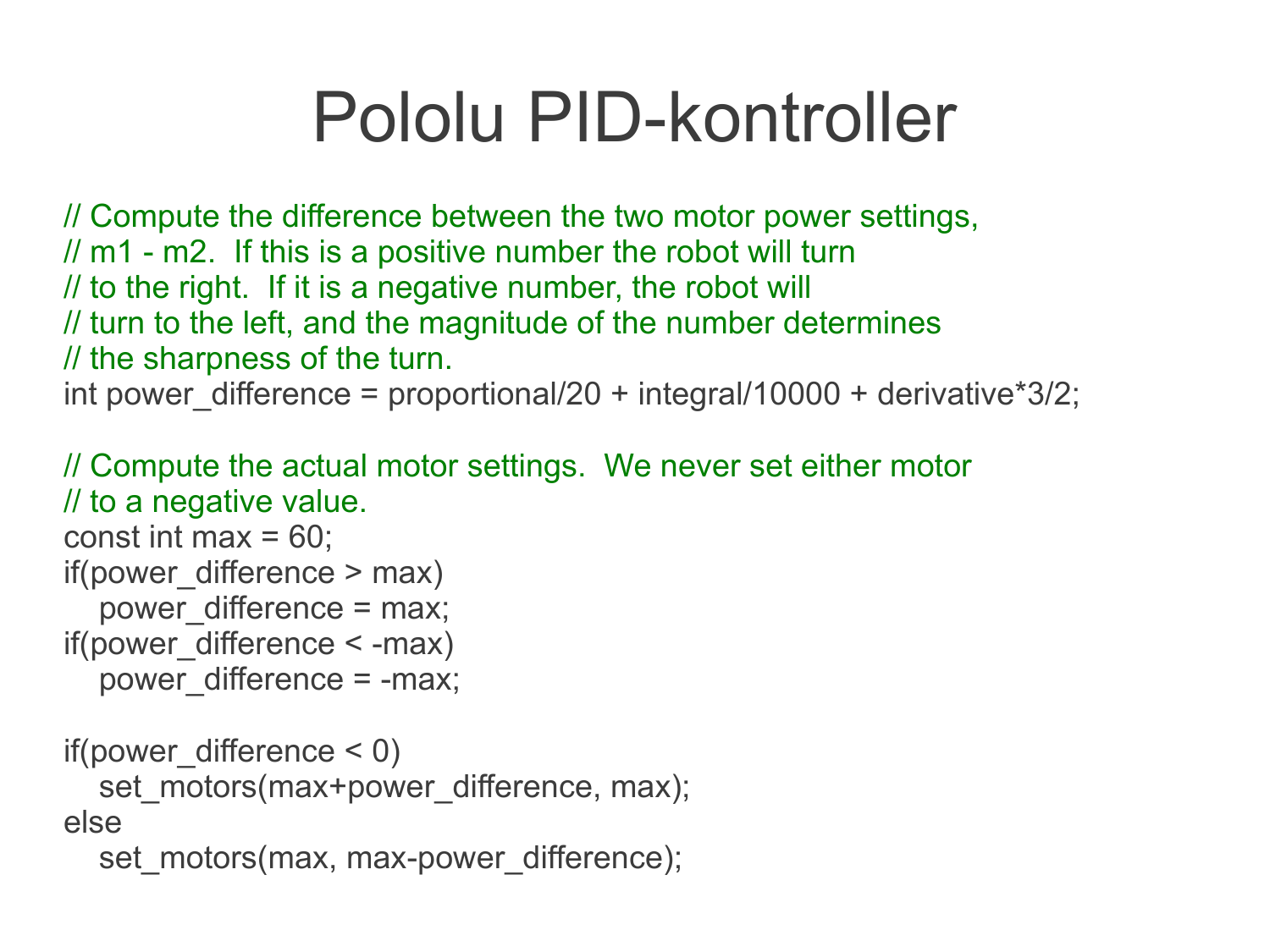# Pololu PID-kontroller

```
// Compute the difference between the two motor power settings,
// m1 - m2.  If this is a positive number the robot will turn
// to the right.  If it is a negative number, the robot will
// turn to the left, and the magnitude of the number determines
// the sharpness of the turn.
int power_difference = proportional/20 + integral/10000 + derivative*3/2;

// Compute the actual motor settings.  We never set either motor
// to a negative value.
const int max = 60;
if(power_difference > max)
   power_difference = max;
if(power_difference < -max)
   power_difference = -max;

if(power_difference < 0)
   set_motors(max+power_difference, max);
else
   set_motors(max, max-power_difference);
```